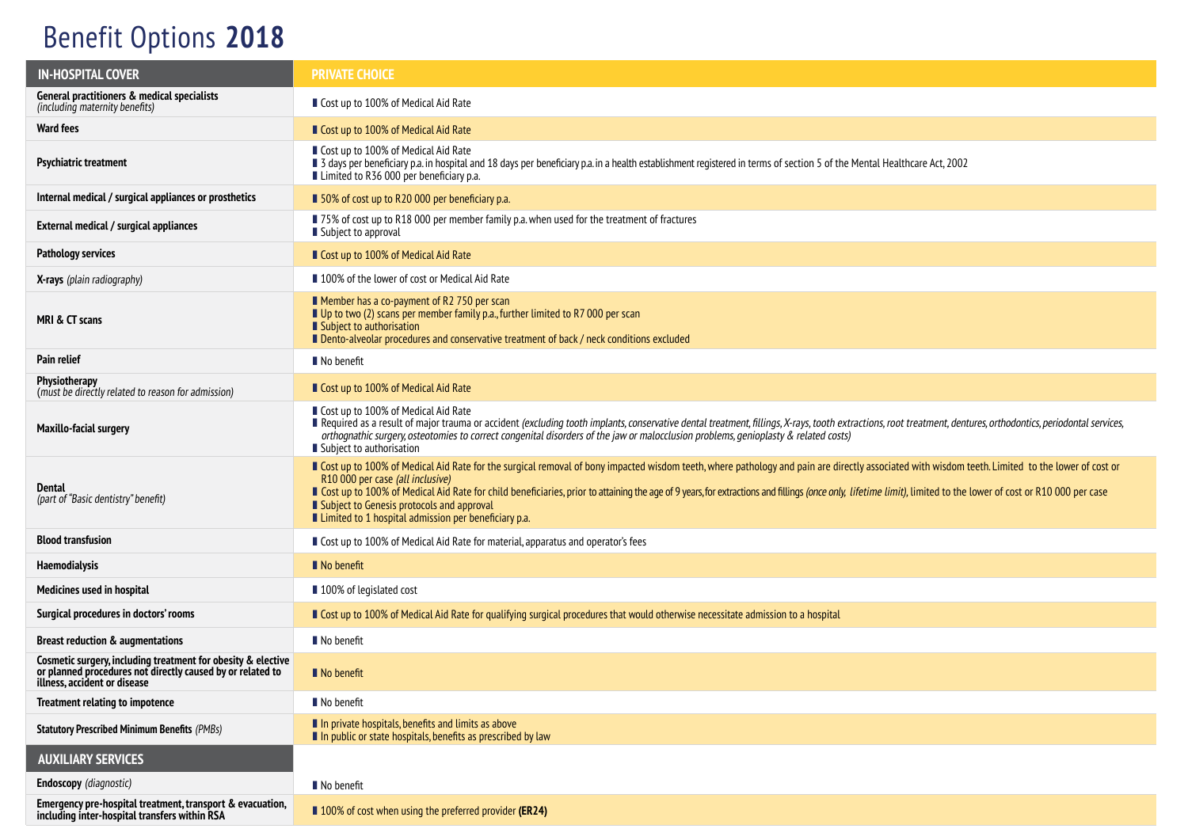# Benefit Options **2018**

| IN-HOSPITAL COVER | PRIVATE CHOICE |
|---|---|
| **General practitioners & medical specialists** *(including maternity benefits)* | ▪ Cost up to 100% of Medical Aid Rate |
| **Ward fees** | ▪ Cost up to 100% of Medical Aid Rate |
| **Psychiatric treatment** | ▪ Cost up to 100% of Medical Aid Rate<br>▪ 3 days per beneficiary p.a. in hospital and 18 days per beneficiary p.a. in a health establishment registered in terms of section 5 of the Mental Healthcare Act, 2002<br>▪ Limited to R36 000 per beneficiary p.a. |
| **Internal medical / surgical appliances or prosthetics** | ▪ 50% of cost up to R20 000 per beneficiary p.a. |
| **External medical / surgical appliances** | ▪ 75% of cost up to R18 000 per member family p.a. when used for the treatment of fractures<br>▪ Subject to approval |
| **Pathology services** | ▪ Cost up to 100% of Medical Aid Rate |
| **X-rays** *(plain radiography)* | ▪ 100% of the lower of cost or Medical Aid Rate |
| **MRI & CT scans** | ▪ Member has a co-payment of R2 750 per scan<br>▪ Up to two (2) scans per member family p.a., further limited to R7 000 per scan<br>▪ Subject to authorisation<br>▪ Dento-alveolar procedures and conservative treatment of back / neck conditions excluded |
| **Pain relief** | ▪ No benefit |
| **Physiotherapy** (*must be directly related to reason for admission)* | ▪ Cost up to 100% of Medical Aid Rate |
| **Maxillo-facial surgery** | ▪ Cost up to 100% of Medical Aid Rate<br>▪ Required as a result of major trauma or accident *(excluding tooth implants, conservative dental treatment, fillings, X-rays, tooth extractions, root treatment, dentures, orthodontics, periodontal services, orthognathic surgery, osteotomies to correct congenital disorders of the jaw or malocclusion problems, genioplasty & related costs)*<br>▪ Subject to authorisation |
| **Dental** *(part of "Basic dentistry" benefit)* | ▪ Cost up to 100% of Medical Aid Rate for the surgical removal of bony impacted wisdom teeth, where pathology and pain are directly associated with wisdom teeth. Limited to the lower of cost or R10 000 per case *(all inclusive)*<br>▪ Cost up to 100% of Medical Aid Rate for child beneficiaries, prior to attaining the age of 9 years, for extractions and fillings *(once only, lifetime limit)*, limited to the lower of cost or R10 000 per case<br>▪ Subject to Genesis protocols and approval<br>▪ Limited to 1 hospital admission per beneficiary p.a. |
| **Blood transfusion** | ▪ Cost up to 100% of Medical Aid Rate for material, apparatus and operator's fees |
| **Haemodialysis** | ▪ No benefit |
| **Medicines used in hospital** | ▪ 100% of legislated cost |
| **Surgical procedures in doctors' rooms** | ▪ Cost up to 100% of Medical Aid Rate for qualifying surgical procedures that would otherwise necessitate admission to a hospital |
| **Breast reduction & augmentations** | ▪ No benefit |
| **Cosmetic surgery, including treatment for obesity & elective or planned procedures not directly caused by or related to illness, accident or disease** | ▪ No benefit |
| **Treatment relating to impotence** | ▪ No benefit |
| **Statutory Prescribed Minimum Benefits** *(PMBs)* | ▪ In private hospitals, benefits and limits as above<br>▪ In public or state hospitals, benefits as prescribed by law |
| **AUXILIARY SERVICES** | |
| **Endoscopy** *(diagnostic)* | ▪ No benefit |
| **Emergency pre-hospital treatment, transport & evacuation, including inter-hospital transfers within RSA** | ▪ 100% of cost when using the preferred provider **(ER24)** |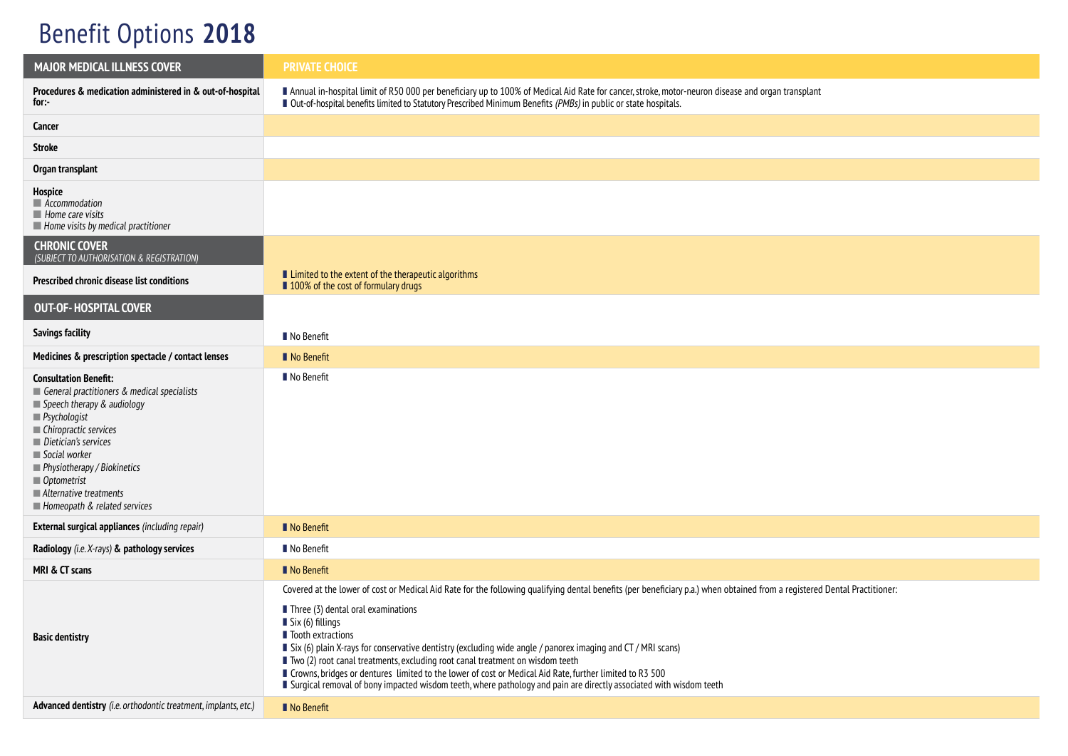# Benefit Options **2018**

| MAJOR MEDICAL ILLNESS COVER | PRIVATE CHOICE |
|---|---|
| **Procedures & medication administered in & out-of-hospital for:-** | Annual in-hospital limit of R50 000 per beneficiary up to 100% of Medical Aid Rate for cancer, stroke, motor-neuron disease and organ transplant<br>Out-of-hospital benefits limited to Statutory Prescribed Minimum Benefits *(PMBs)* in public or state hospitals. |
| **Cancer** | |
| **Stroke** | |
| **Organ transplant** | |
| **Hospice**<br>*Accommodation*<br>*Home care visits*<br>*Home visits by medical practitioner* | |
| **CHRONIC COVER** *(SUBJECT TO AUTHORISATION & REGISTRATION)* | |
| **Prescribed chronic disease list conditions** | Limited to the extent of the therapeutic algorithms<br>100% of the cost of formulary drugs |
| **OUT-OF- HOSPITAL COVER** | |
| **Savings facility** | No Benefit |
| **Medicines & prescription spectacle / contact lenses** | No Benefit |
| **Consultation Benefit:**<br>*General practitioners & medical specialists*<br>*Speech therapy & audiology*<br>*Psychologist*<br>*Chiropractic services*<br>*Dietician's services*<br>*Social worker*<br>*Physiotherapy / Biokinetics*<br>*Optometrist*<br>*Alternative treatments*<br>*Homeopath & related services* | No Benefit |
| **External surgical appliances** *(including repair)* | No Benefit |
| **Radiology** *(i.e. X-rays)* **& pathology services** | No Benefit |
| **MRI & CT scans** | No Benefit |
| **Basic dentistry** | Covered at the lower of cost or Medical Aid Rate for the following qualifying dental benefits (per beneficiary p.a.) when obtained from a registered Dental Practitioner:<br>Three (3) dental oral examinations<br>Six (6) fillings<br>Tooth extractions<br>Six (6) plain X-rays for conservative dentistry (excluding wide angle / panorex imaging and CT / MRI scans)<br>Two (2) root canal treatments, excluding root canal treatment on wisdom teeth<br>Crowns, bridges or dentures limited to the lower of cost or Medical Aid Rate, further limited to R3 500<br>Surgical removal of bony impacted wisdom teeth, where pathology and pain are directly associated with wisdom teeth |
| **Advanced dentistry** *(i.e. orthodontic treatment, implants, etc.)* | No Benefit |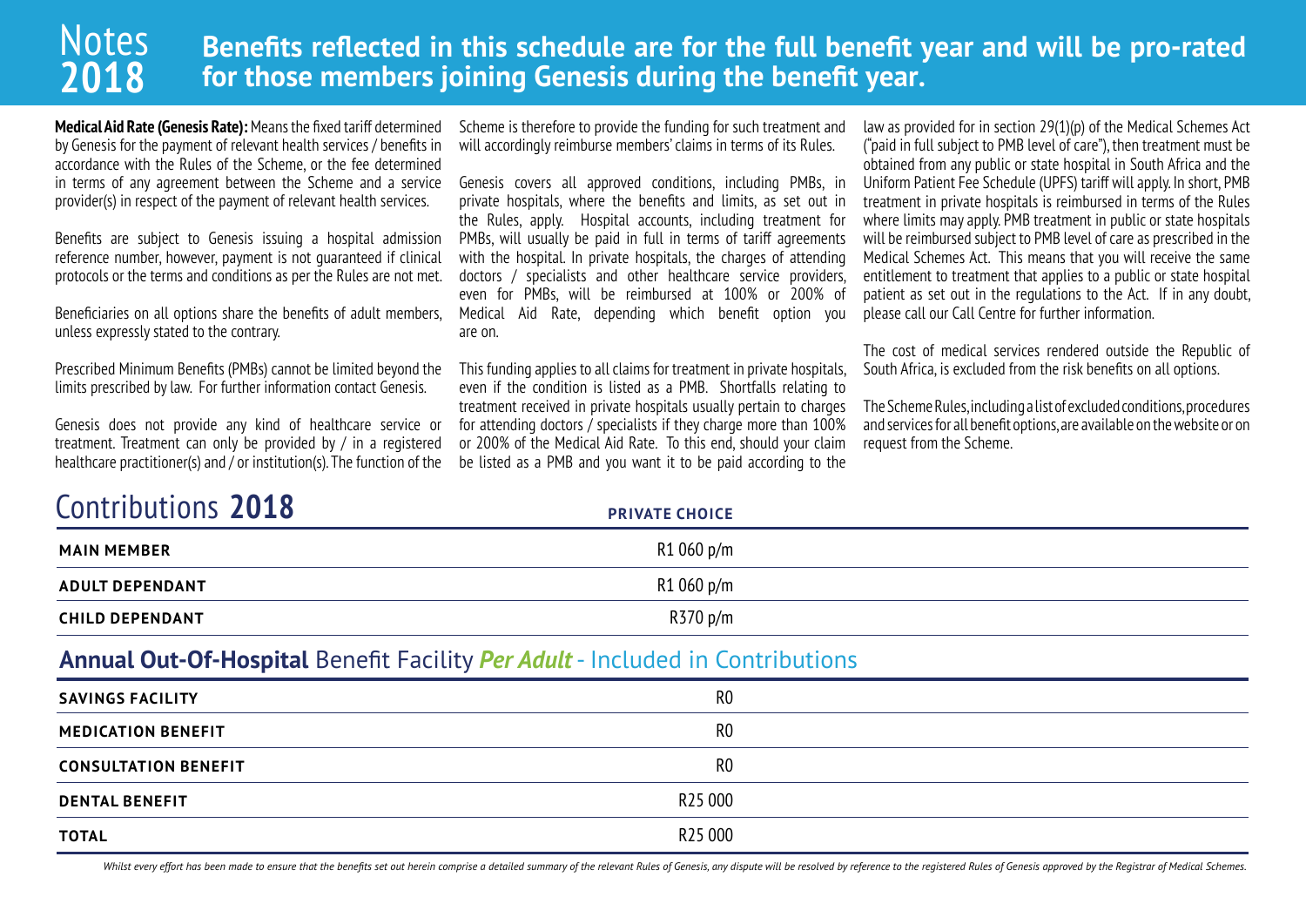# Notes 2018

## Benefits reflected in this schedule are for the full benefit year and will be pro-rated for those members joining Genesis during the benefit year.

**Medical Aid Rate (Genesis Rate):** Means the fixed tariff determined by Genesis for the payment of relevant health services / benefits in accordance with the Rules of the Scheme, or the fee determined in terms of any agreement between the Scheme and a service provider(s) in respect of the payment of relevant health services.

Benefits are subject to Genesis issuing a hospital admission reference number, however, payment is not guaranteed if clinical protocols or the terms and conditions as per the Rules are not met.

Beneficiaries on all options share the benefits of adult members, unless expressly stated to the contrary.

Prescribed Minimum Benefits (PMBs) cannot be limited beyond the limits prescribed by law. For further information contact Genesis.

Genesis does not provide any kind of healthcare service or treatment. Treatment can only be provided by / in a registered healthcare practitioner(s) and / or institution(s). The function of the Scheme is therefore to provide the funding for such treatment and will accordingly reimburse members' claims in terms of its Rules.

Genesis covers all approved conditions, including PMBs, in private hospitals, where the benefits and limits, as set out in the Rules, apply. Hospital accounts, including treatment for PMBs, will usually be paid in full in terms of tariff agreements with the hospital. In private hospitals, the charges of attending doctors / specialists and other healthcare service providers, even for PMBs, will be reimbursed at 100% or 200% of Medical Aid Rate, depending which benefit option you are on.

This funding applies to all claims for treatment in private hospitals, even if the condition is listed as a PMB. Shortfalls relating to treatment received in private hospitals usually pertain to charges for attending doctors / specialists if they charge more than 100% or 200% of the Medical Aid Rate. To this end, should your claim be listed as a PMB and you want it to be paid according to the law as provided for in section 29(1)(p) of the Medical Schemes Act ("paid in full subject to PMB level of care"), then treatment must be obtained from any public or state hospital in South Africa and the Uniform Patient Fee Schedule (UPFS) tariff will apply. In short, PMB treatment in private hospitals is reimbursed in terms of the Rules where limits may apply. PMB treatment in public or state hospitals will be reimbursed subject to PMB level of care as prescribed in the Medical Schemes Act. This means that you will receive the same entitlement to treatment that applies to a public or state hospital patient as set out in the regulations to the Act. If in any doubt, please call our Call Centre for further information.

The cost of medical services rendered outside the Republic of South Africa, is excluded from the risk benefits on all options.

The Scheme Rules, including a list of excluded conditions, procedures and services for all benefit options, are available on the website or on request from the Scheme.

# Contributions 2018

| | PRIVATE CHOICE |
|---|---|
| MAIN MEMBER | R1 060 p/m |
| ADULT DEPENDANT | R1 060 p/m |
| CHILD DEPENDANT | R370 p/m |

## Annual Out-Of-Hospital Benefit Facility *Per Adult* - Included in Contributions

| | |
|---|---|
| SAVINGS FACILITY | R0 |
| MEDICATION BENEFIT | R0 |
| CONSULTATION BENEFIT | R0 |
| DENTAL BENEFIT | R25 000 |
| TOTAL | R25 000 |

*Whilst every effort has been made to ensure that the benefits set out herein comprise a detailed summary of the relevant Rules of Genesis, any dispute will be resolved by reference to the registered Rules of Genesis approved by the Registrar of Medical Schemes.*